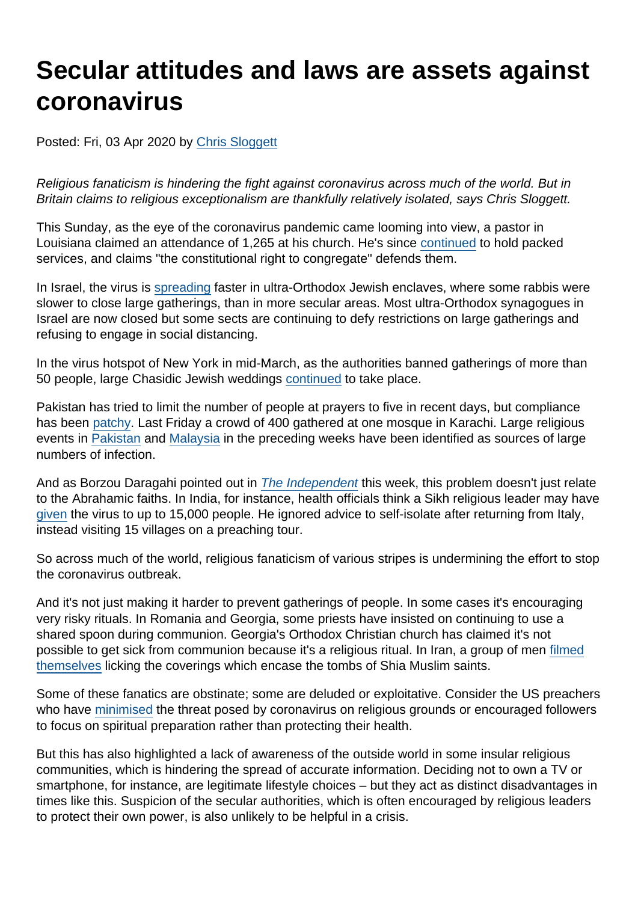# Secular attitudes and laws are assets against coronavirus

Posted: Fri, 03 Apr 2020 by Chris Sloggett

*Religious fanaticism is hindering the fight against coronavirus across much of the world. But in Britain claims to religious exceptionalism are thankfully relatively isolated, says Chris Sloggett.*

This Sunday, as the eye of the coronavirus pandemic came looming into view, a pastor in Louisiana claimed an attendance of 1,265 at his church. He's since continued to hold packed services, and claims "the constitutional right to congregate" defends them.

In Israel, the virus is spreading faster in ultra-Orthodox Jewish enclaves, where some rabbis were slower to close large gatherings, than in more secular areas. Most ultra-Orthodox synagogues in Israel are now closed but some sects are continuing to defy restrictions on large gatherings and refusing to engage in social distancing.

In the virus hotspot of New York in mid-March, as the authorities banned gatherings of more than 50 people, large Chasidic Jewish weddings continued to take place.

Pakistan has tried to limit the number of people at prayers to five in recent days, but compliance has been patchy. Last Friday a crowd of 400 gathered at one mosque in Karachi. Large religious events in Pakistan and Malaysia in the preceding weeks have been identified as sources of large numbers of infection.

And as Borzou Daragahi pointed out in *The Independent* this week, this problem doesn't just relate to the Abrahamic faiths. In India, for instance, health officials think a Sikh religious leader may have given the virus to up to 15,000 people. He ignored advice to self-isolate after returning from Italy, instead visiting 15 villages on a preaching tour.

So across much of the world, religious fanaticism of various stripes is undermining the effort to stop the coronavirus outbreak.

And it's not just making it harder to prevent gatherings of people. In some cases it's encouraging very risky rituals. In Romania and Georgia, some priests have insisted on continuing to use a shared spoon during communion. Georgia's Orthodox Christian church has claimed it's not possible to get sick from communion because it's a religious ritual. In Iran, a group of men filmed themselves licking the coverings which encase the tombs of Shia Muslim saints.

Some of these fanatics are obstinate; some are deluded or exploitative. Consider the US preachers who have minimised the threat posed by coronavirus on religious grounds or encouraged followers to focus on spiritual preparation rather than protecting their health.

But this has also highlighted a lack of awareness of the outside world in some insular religious communities, which is hindering the spread of accurate information. Deciding not to own a TV or smartphone, for instance, are legitimate lifestyle choices – but they act as distinct disadvantages in times like this. Suspicion of the secular authorities, which is often encouraged by religious leaders to protect their own power, is also unlikely to be helpful in a crisis.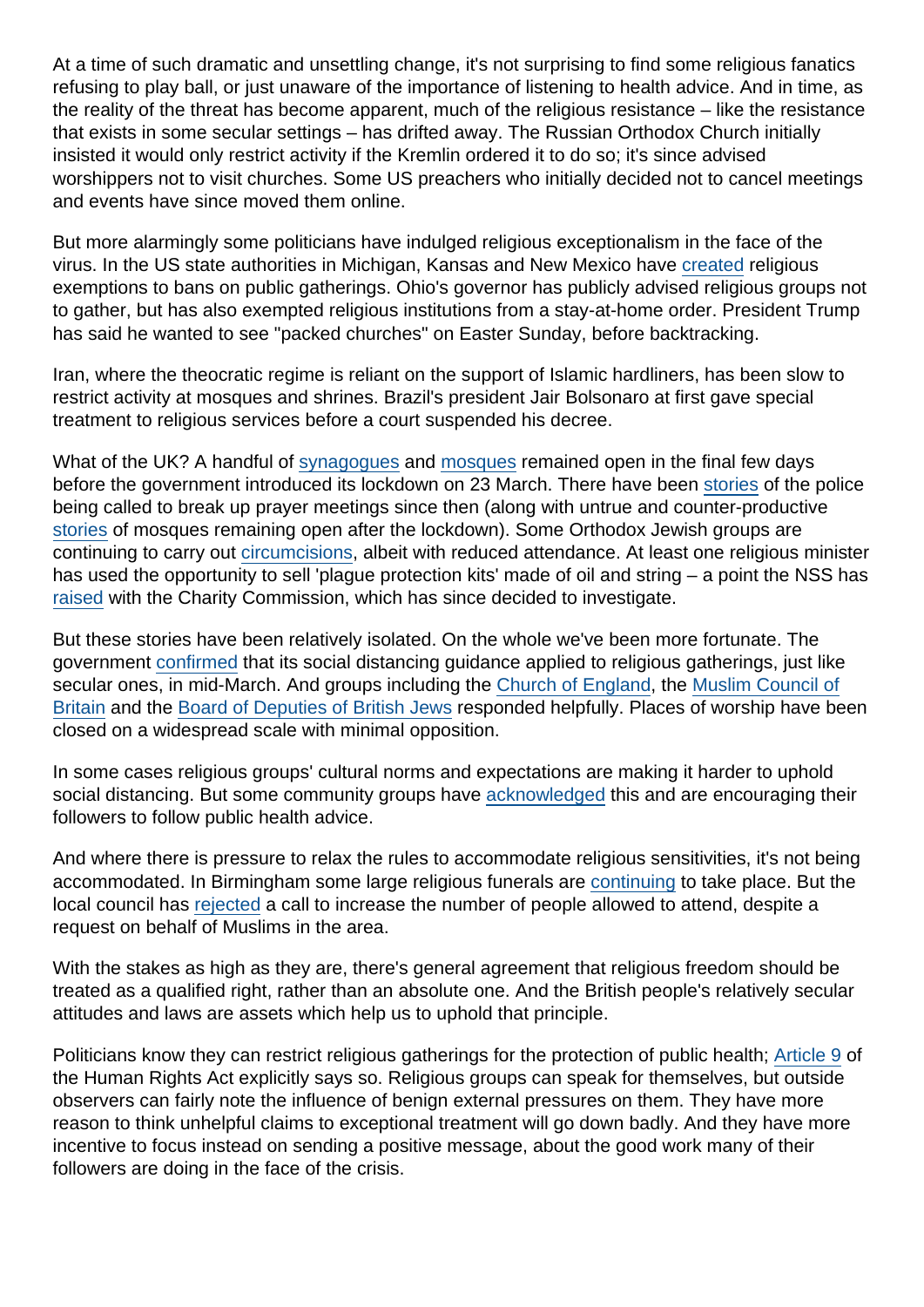At a time of such dramatic and unsettling change, it's not surprising to find some religious fanatics refusing to play ball, or just unaware of the importance of listening to health advice. And in time, as the reality of the threat has become apparent, much of the religious resistance – like the resistance that exists in some secular settings – has drifted away. The Russian Orthodox Church initially insisted it would only restrict activity if the Kremlin ordered it to do so; it's since advised worshippers not to visit churches. Some US preachers who initially decided not to cancel meetings and events have since moved them online.

But more alarmingly some politicians have indulged religious exceptionalism in the face of the virus. In the US state authorities in Michigan, Kansas and New Mexico have created religious exemptions to bans on public gatherings. Ohio's governor has publicly advised religious groups not to gather, but has also exempted religious institutions from a stay-at-home order. President Trump has said he wanted to see "packed churches" on Easter Sunday, before backtracking.

Iran, where the theocratic regime is reliant on the support of Islamic hardliners, has been slow to restrict activity at mosques and shrines. Brazil's president Jair Bolsonaro at first gave special treatment to religious services before a court suspended his decree.

What of the UK? A handful of synagogues and mosques remained open in the final few days before the government introduced its lockdown on 23 March. There have been stories of the police being called to break up prayer meetings since then (along with untrue and counter-productive stories of mosques remaining open after the lockdown). Some Orthodox Jewish groups are continuing to carry out circumcisions, albeit with reduced attendance. At least one religious minister has used the opportunity to sell 'plague protection kits' made of oil and string – a point the NSS has raised with the Charity Commission, which has since decided to investigate.

But these stories have been relatively isolated. On the whole we've been more fortunate. The government confirmed that its social distancing guidance applied to religious gatherings, just like secular ones, in mid-March. And groups including the Church of England, the Muslim Council of Britain and the Board of Deputies of British Jews responded helpfully. Places of worship have been closed on a widespread scale with minimal opposition.

In some cases religious groups' cultural norms and expectations are making it harder to uphold social distancing. But some community groups have acknowledged this and are encouraging their followers to follow public health advice.

And where there is pressure to relax the rules to accommodate religious sensitivities, it's not being accommodated. In Birmingham some large religious funerals are continuing to take place. But the local council has rejected a call to increase the number of people allowed to attend, despite a request on behalf of Muslims in the area.

With the stakes as high as they are, there's general agreement that religious freedom should be treated as a qualified right, rather than an absolute one. And the British people's relatively secular attitudes and laws are assets which help us to uphold that principle.

Politicians know they can restrict religious gatherings for the protection of public health; Article 9 of the Human Rights Act explicitly says so. Religious groups can speak for themselves, but outside observers can fairly note the influence of benign external pressures on them. They have more reason to think unhelpful claims to exceptional treatment will go down badly. And they have more incentive to focus instead on sending a positive message, about the good work many of their followers are doing in the face of the crisis.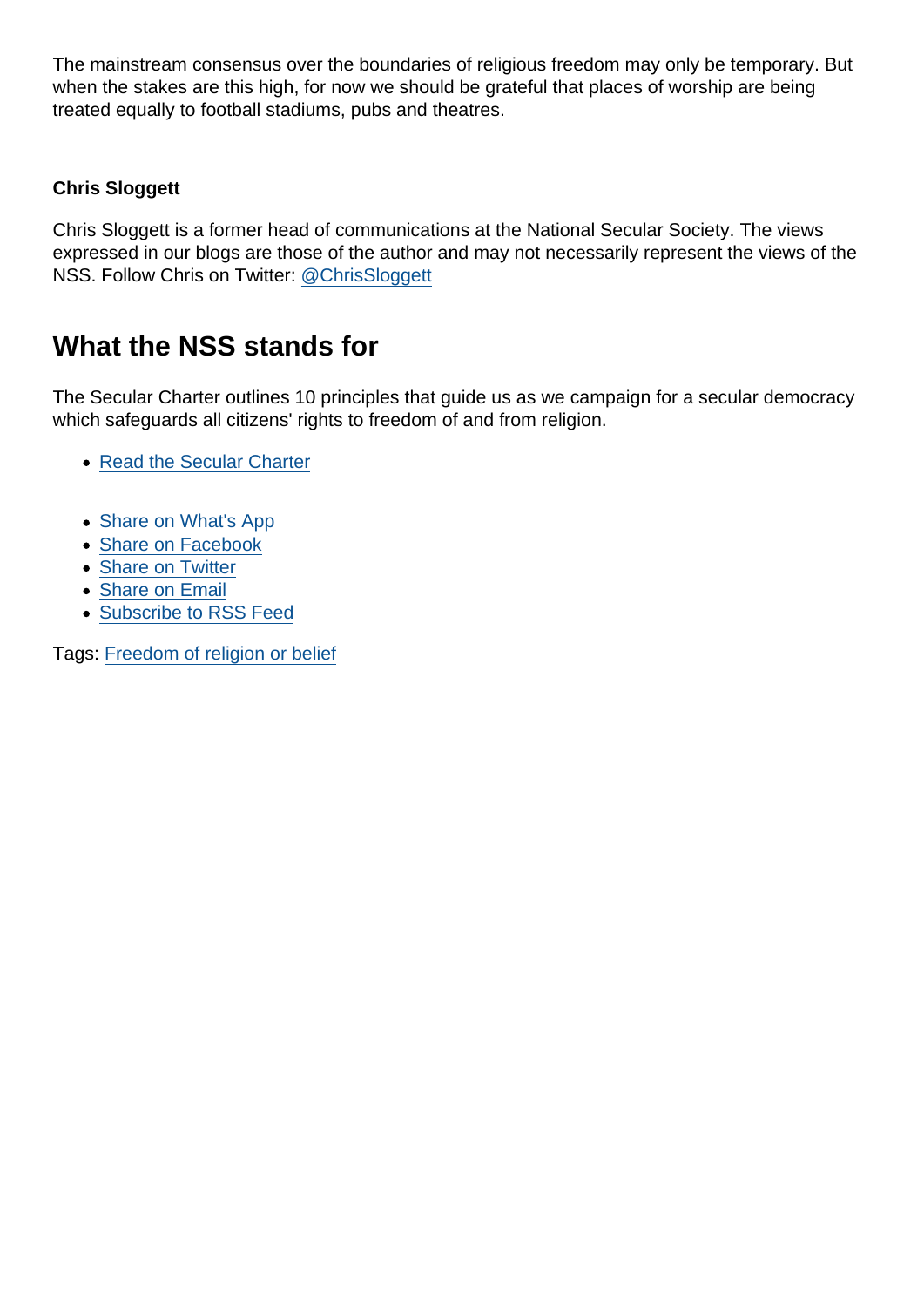The mainstream consensus over the boundaries of religious freedom may only be temporary. But when the stakes are this high, for now we should be grateful that places of worship are being treated equally to football stadiums, pubs and theatres.

**Chris Sloggett**

Chris Sloggett is a former head of communications at the National Secular Society. The views expressed in our blogs are those of the author and may not necessarily represent the views of the NSS. Follow Chris on Twitter: @ChrisSloggett

## What the NSS stands for

The Secular Charter outlines 10 principles that guide us as we campaign for a secular democracy which safeguards all citizens' rights to freedom of and from religion.

- Read the Secular Charter

- Share on What's App
- Share on Facebook
- Share on Twitter
- Share on Email
- Subscribe to RSS Feed

Tags: Freedom of religion or belief